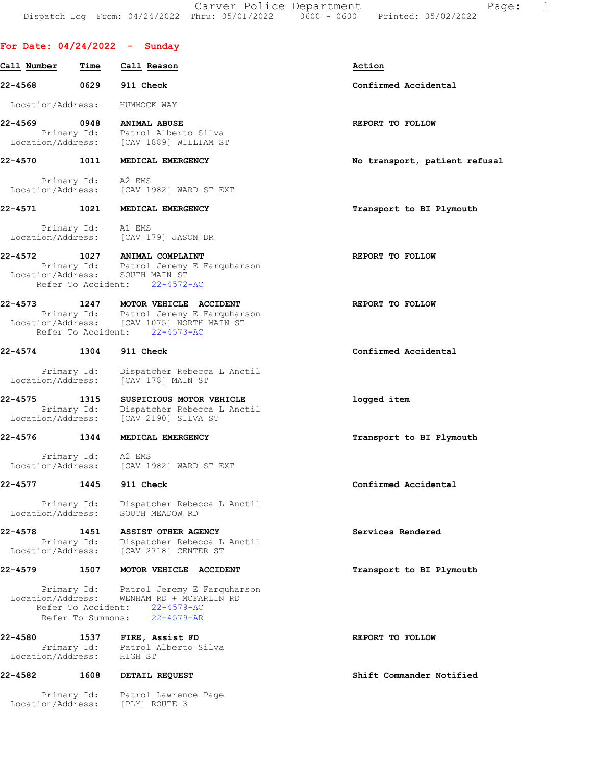Carver Police Department
Dispatch Log From: 04/24/2022 Thru: 05/01/2022 0600 - 0600 Printed: 05/02/2022

## For Date: 04/24/2022 - Sunday

| Call Number | Time | Call Reason | Action |
|---|---|---|---|
| 22-4568 | 0629 | 911 Check | Confirmed Accidental |
| | | Location/Address: HUMMOCK WAY | |
| 22-4569 | 0948 | ANIMAL ABUSE | REPORT TO FOLLOW |
| | | Primary Id: Patrol Alberto Silva | |
| | | Location/Address: [CAV 1889] WILLIAM ST | |
| 22-4570 | 1011 | MEDICAL EMERGENCY | No transport, patient refusal |
| | | Primary Id: A2 EMS | |
| | | Location/Address: [CAV 1982] WARD ST EXT | |
| 22-4571 | 1021 | MEDICAL EMERGENCY | Transport to BI Plymouth |
| | | Primary Id: A1 EMS | |
| | | Location/Address: [CAV 179] JASON DR | |
| 22-4572 | 1027 | ANIMAL COMPLAINT | REPORT TO FOLLOW |
| | | Primary Id: Patrol Jeremy E Farquharson | |
| | | Location/Address: SOUTH MAIN ST | |
| | | Refer To Accident: 22-4572-AC | |
| 22-4573 | 1247 | MOTOR VEHICLE ACCIDENT | REPORT TO FOLLOW |
| | | Primary Id: Patrol Jeremy E Farquharson | |
| | | Location/Address: [CAV 1075] NORTH MAIN ST | |
| | | Refer To Accident: 22-4573-AC | |
| 22-4574 | 1304 | 911 Check | Confirmed Accidental |
| | | Primary Id: Dispatcher Rebecca L Anctil | |
| | | Location/Address: [CAV 178] MAIN ST | |
| 22-4575 | 1315 | SUSPICIOUS MOTOR VEHICLE | logged item |
| | | Primary Id: Dispatcher Rebecca L Anctil | |
| | | Location/Address: [CAV 2190] SILVA ST | |
| 22-4576 | 1344 | MEDICAL EMERGENCY | Transport to BI Plymouth |
| | | Primary Id: A2 EMS | |
| | | Location/Address: [CAV 1982] WARD ST EXT | |
| 22-4577 | 1445 | 911 Check | Confirmed Accidental |
| | | Primary Id: Dispatcher Rebecca L Anctil | |
| | | Location/Address: SOUTH MEADOW RD | |
| 22-4578 | 1451 | ASSIST OTHER AGENCY | Services Rendered |
| | | Primary Id: Dispatcher Rebecca L Anctil | |
| | | Location/Address: [CAV 2718] CENTER ST | |
| 22-4579 | 1507 | MOTOR VEHICLE ACCIDENT | Transport to BI Plymouth |
| | | Primary Id: Patrol Jeremy E Farquharson | |
| | | Location/Address: WENHAM RD + MCFARLIN RD | |
| | | Refer To Accident: 22-4579-AC | |
| | | Refer To Summons: 22-4579-AR | |
| 22-4580 | 1537 | FIRE, Assist FD | REPORT TO FOLLOW |
| | | Primary Id: Patrol Alberto Silva | |
| | | Location/Address: HIGH ST | |
| 22-4582 | 1608 | DETAIL REQUEST | Shift Commander Notified |
| | | Primary Id: Patrol Lawrence Page | |
| | | Location/Address: [PLY] ROUTE 3 | |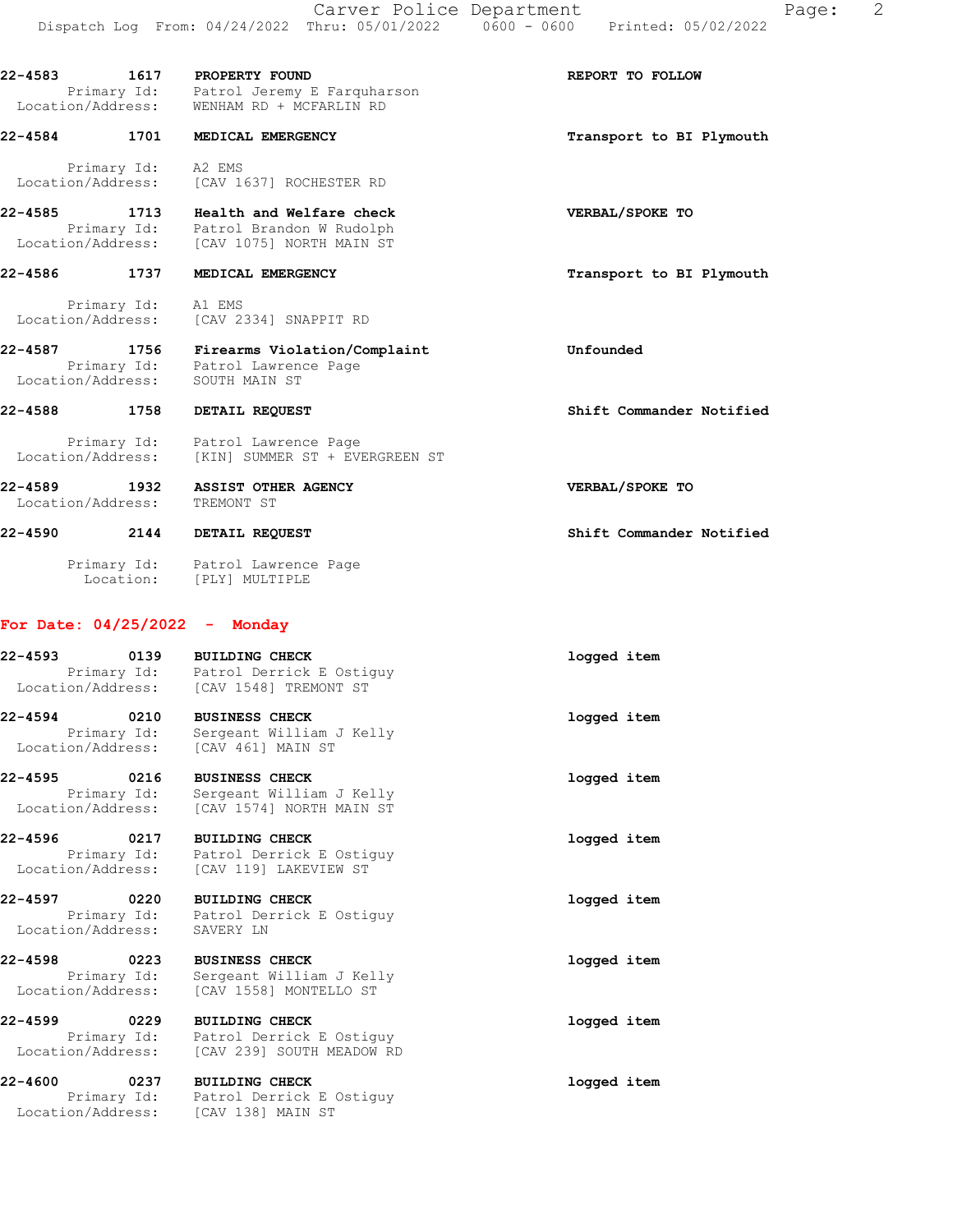**22-4583** 1617 **PROPERTY FOUND** **REPORT TO FOLLOW**
Primary Id: Patrol Jeremy E Farquharson
Location/Address: WENHAM RD + MCFARLIN RD

**22-4584** 1701 **MEDICAL EMERGENCY** **Transport to BI Plymouth**
Primary Id: A2 EMS
Location/Address: [CAV 1637] ROCHESTER RD

**22-4585** 1713 **Health and Welfare check** **VERBAL/SPOKE TO**
Primary Id: Patrol Brandon W Rudolph
Location/Address: [CAV 1075] NORTH MAIN ST

**22-4586** 1737 **MEDICAL EMERGENCY** **Transport to BI Plymouth**
Primary Id: A1 EMS
Location/Address: [CAV 2334] SNAPPIT RD

**22-4587** 1756 **Firearms Violation/Complaint** **Unfounded**
Primary Id: Patrol Lawrence Page
Location/Address: SOUTH MAIN ST

**22-4588** 1758 **DETAIL REQUEST** **Shift Commander Notified**
Primary Id: Patrol Lawrence Page
Location/Address: [KIN] SUMMER ST + EVERGREEN ST

**22-4589** 1932 **ASSIST OTHER AGENCY** **VERBAL/SPOKE TO**
Location/Address: TREMONT ST

**22-4590** 2144 **DETAIL REQUEST** **Shift Commander Notified**
Primary Id: Patrol Lawrence Page
Location: [PLY] MULTIPLE

## For Date: 04/25/2022 - Monday

**22-4593** 0139 **BUILDING CHECK** **logged item**
Primary Id: Patrol Derrick E Ostiguy
Location/Address: [CAV 1548] TREMONT ST

**22-4594** 0210 **BUSINESS CHECK** **logged item**
Primary Id: Sergeant William J Kelly
Location/Address: [CAV 461] MAIN ST

**22-4595** 0216 **BUSINESS CHECK** **logged item**
Primary Id: Sergeant William J Kelly
Location/Address: [CAV 1574] NORTH MAIN ST

**22-4596** 0217 **BUILDING CHECK** **logged item**
Primary Id: Patrol Derrick E Ostiguy
Location/Address: [CAV 119] LAKEVIEW ST

**22-4597** 0220 **BUILDING CHECK** **logged item**
Primary Id: Patrol Derrick E Ostiguy
Location/Address: SAVERY LN

**22-4598** 0223 **BUSINESS CHECK** **logged item**
Primary Id: Sergeant William J Kelly
Location/Address: [CAV 1558] MONTELLO ST

**22-4599** 0229 **BUILDING CHECK** **logged item**
Primary Id: Patrol Derrick E Ostiguy
Location/Address: [CAV 239] SOUTH MEADOW RD

**22-4600** 0237 **BUILDING CHECK** **logged item**
Primary Id: Patrol Derrick E Ostiguy
Location/Address: [CAV 138] MAIN ST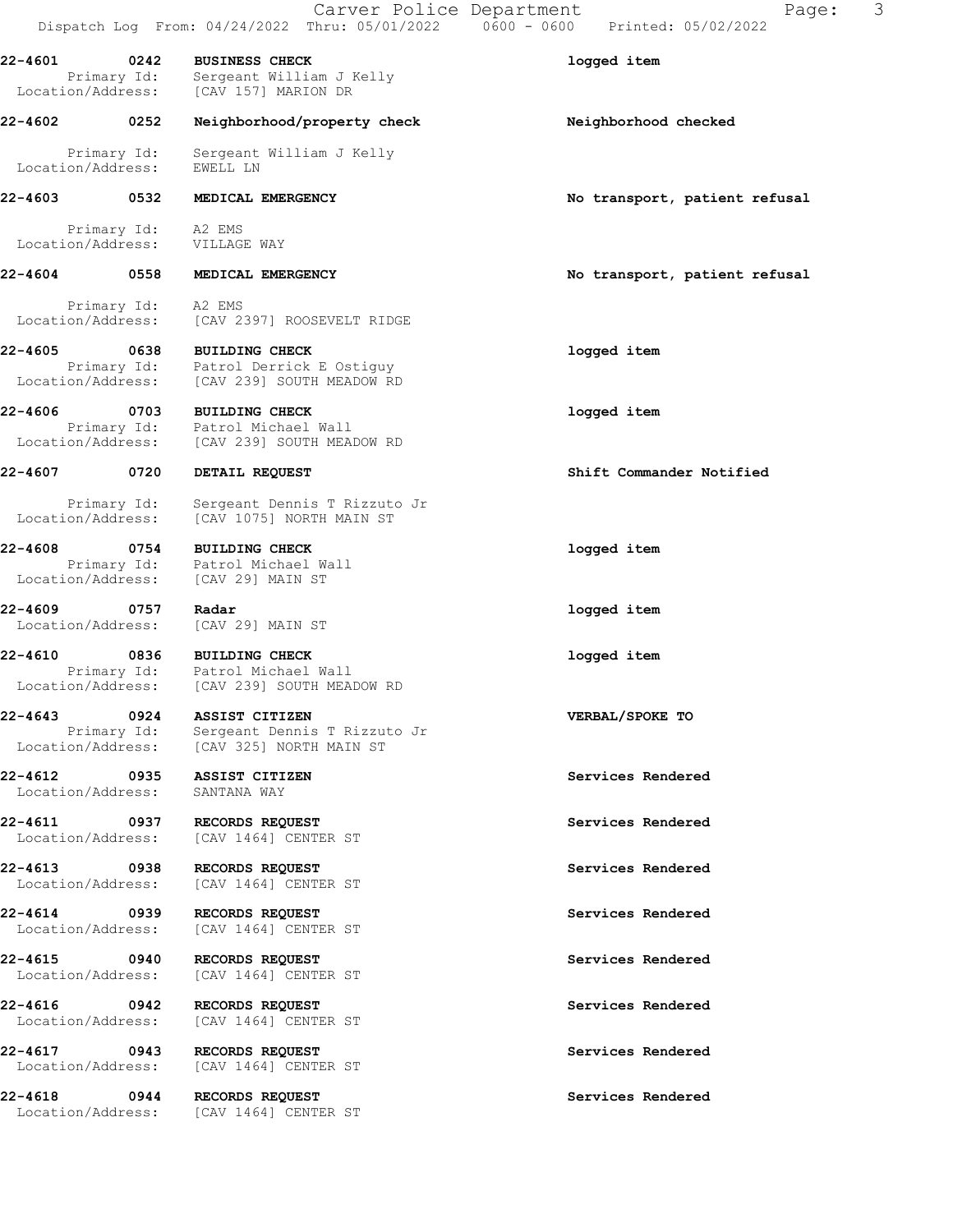**22-4601 0242 BUSINESS CHECK** — **logged item**
Primary Id: Sergeant William J Kelly
Location/Address: [CAV 157] MARION DR

**22-4602 0252 Neighborhood/property check** — **Neighborhood checked**
Primary Id: Sergeant William J Kelly
Location/Address: EWELL LN

**22-4603 0532 MEDICAL EMERGENCY** — **No transport, patient refusal**
Primary Id: A2 EMS
Location/Address: VILLAGE WAY

**22-4604 0558 MEDICAL EMERGENCY** — **No transport, patient refusal**
Primary Id: A2 EMS
Location/Address: [CAV 2397] ROOSEVELT RIDGE

**22-4605 0638 BUILDING CHECK** — **logged item**
Primary Id: Patrol Derrick E Ostiguy
Location/Address: [CAV 239] SOUTH MEADOW RD

**22-4606 0703 BUILDING CHECK** — **logged item**
Primary Id: Patrol Michael Wall
Location/Address: [CAV 239] SOUTH MEADOW RD

**22-4607 0720 DETAIL REQUEST** — **Shift Commander Notified**
Primary Id: Sergeant Dennis T Rizzuto Jr
Location/Address: [CAV 1075] NORTH MAIN ST

**22-4608 0754 BUILDING CHECK** — **logged item**
Primary Id: Patrol Michael Wall
Location/Address: [CAV 29] MAIN ST

**22-4609 0757 Radar** — **logged item**
Location/Address: [CAV 29] MAIN ST

**22-4610 0836 BUILDING CHECK** — **logged item**
Primary Id: Patrol Michael Wall
Location/Address: [CAV 239] SOUTH MEADOW RD

**22-4643 0924 ASSIST CITIZEN** — **VERBAL/SPOKE TO**
Primary Id: Sergeant Dennis T Rizzuto Jr
Location/Address: [CAV 325] NORTH MAIN ST

**22-4612 0935 ASSIST CITIZEN** — **Services Rendered**
Location/Address: SANTANA WAY

**22-4611 0937 RECORDS REQUEST** — **Services Rendered**
Location/Address: [CAV 1464] CENTER ST

**22-4613 0938 RECORDS REQUEST** — **Services Rendered**
Location/Address: [CAV 1464] CENTER ST

**22-4614 0939 RECORDS REQUEST** — **Services Rendered**
Location/Address: [CAV 1464] CENTER ST

**22-4615 0940 RECORDS REQUEST** — **Services Rendered**
Location/Address: [CAV 1464] CENTER ST

**22-4616 0942 RECORDS REQUEST** — **Services Rendered**
Location/Address: [CAV 1464] CENTER ST

**22-4617 0943 RECORDS REQUEST** — **Services Rendered**
Location/Address: [CAV 1464] CENTER ST

**22-4618 0944 RECORDS REQUEST** — **Services Rendered**
Location/Address: [CAV 1464] CENTER ST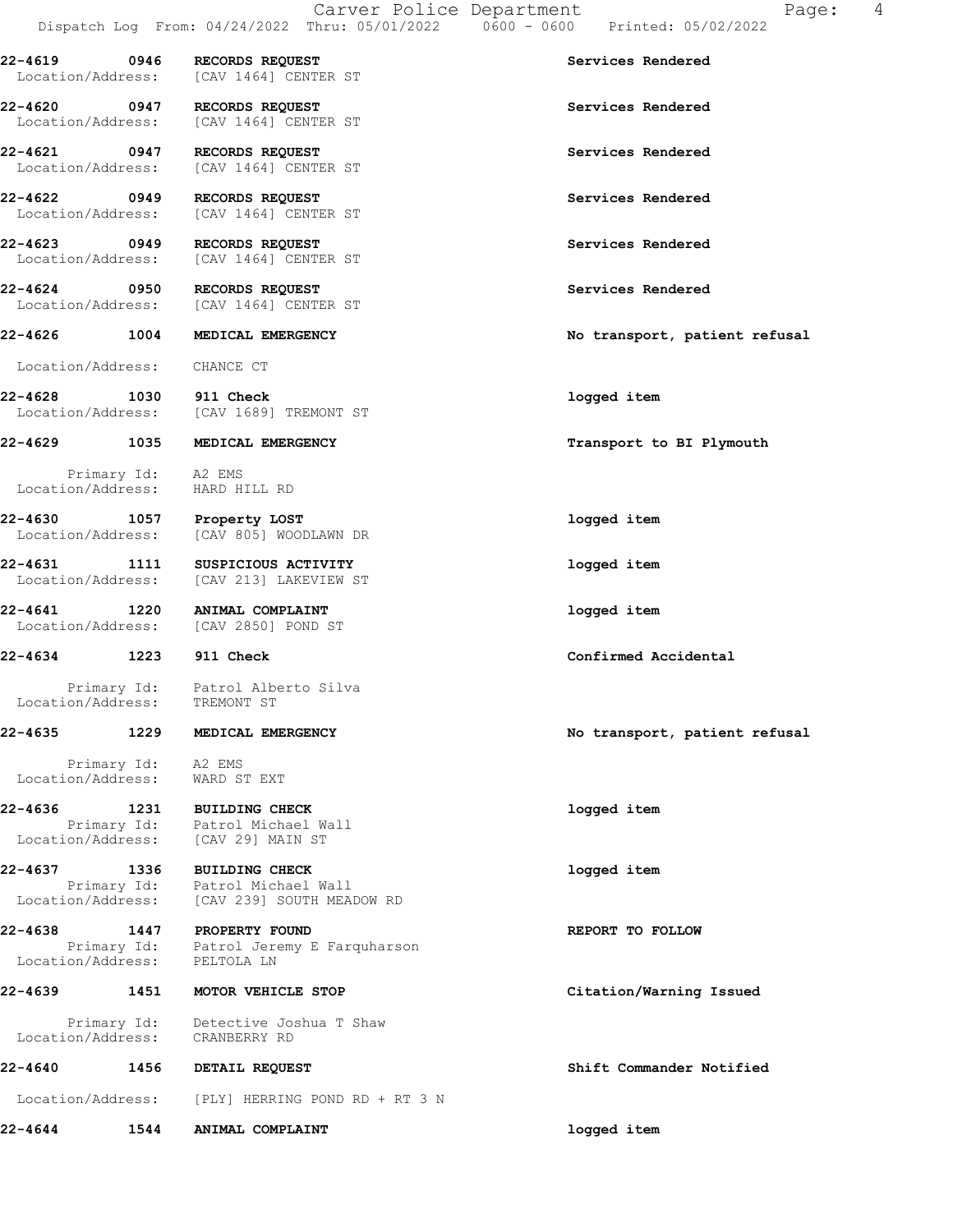22-4619 0946 RECORDS REQUEST — Services Rendered
Location/Address: [CAV 1464] CENTER ST

22-4620 0947 RECORDS REQUEST — Services Rendered
Location/Address: [CAV 1464] CENTER ST

22-4621 0947 RECORDS REQUEST — Services Rendered
Location/Address: [CAV 1464] CENTER ST

22-4622 0949 RECORDS REQUEST — Services Rendered
Location/Address: [CAV 1464] CENTER ST

22-4623 0949 RECORDS REQUEST — Services Rendered
Location/Address: [CAV 1464] CENTER ST

22-4624 0950 RECORDS REQUEST — Services Rendered
Location/Address: [CAV 1464] CENTER ST

22-4626 1004 MEDICAL EMERGENCY — No transport, patient refusal
Location/Address: CHANCE CT

22-4628 1030 911 Check — logged item
Location/Address: [CAV 1689] TREMONT ST

22-4629 1035 MEDICAL EMERGENCY — Transport to BI Plymouth
Primary Id: A2 EMS
Location/Address: HARD HILL RD

22-4630 1057 Property LOST — logged item
Location/Address: [CAV 805] WOODLAWN DR

22-4631 1111 SUSPICIOUS ACTIVITY — logged item
Location/Address: [CAV 213] LAKEVIEW ST

22-4641 1220 ANIMAL COMPLAINT — logged item
Location/Address: [CAV 2850] POND ST

22-4634 1223 911 Check — Confirmed Accidental
Primary Id: Patrol Alberto Silva
Location/Address: TREMONT ST

22-4635 1229 MEDICAL EMERGENCY — No transport, patient refusal
Primary Id: A2 EMS
Location/Address: WARD ST EXT

22-4636 1231 BUILDING CHECK — logged item
Primary Id: Patrol Michael Wall
Location/Address: [CAV 29] MAIN ST

22-4637 1336 BUILDING CHECK — logged item
Primary Id: Patrol Michael Wall
Location/Address: [CAV 239] SOUTH MEADOW RD

22-4638 1447 PROPERTY FOUND — REPORT TO FOLLOW
Primary Id: Patrol Jeremy E Farquharson
Location/Address: PELTOLA LN

22-4639 1451 MOTOR VEHICLE STOP — Citation/Warning Issued
Primary Id: Detective Joshua T Shaw
Location/Address: CRANBERRY RD

22-4640 1456 DETAIL REQUEST — Shift Commander Notified
Location/Address: [PLY] HERRING POND RD + RT 3 N

22-4644 1544 ANIMAL COMPLAINT — logged item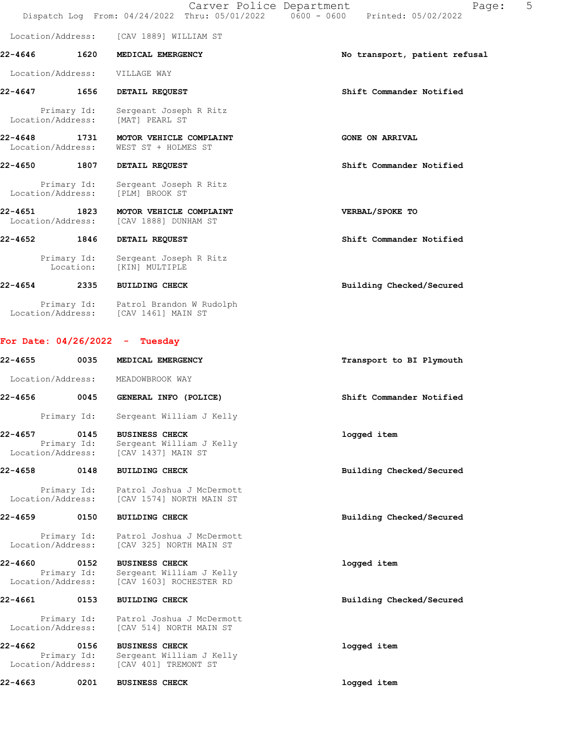Location/Address: [CAV 1889] WILLIAM ST

**22-4646 1620 MEDICAL EMERGENCY** — **No transport, patient refusal**

Location/Address: VILLAGE WAY

**22-4647 1656 DETAIL REQUEST** — **Shift Commander Notified**

Primary Id: Sergeant Joseph R Ritz
Location/Address: [MAT] PEARL ST

**22-4648 1731 MOTOR VEHICLE COMPLAINT** — **GONE ON ARRIVAL**
Location/Address: WEST ST + HOLMES ST

**22-4650 1807 DETAIL REQUEST** — **Shift Commander Notified**

Primary Id: Sergeant Joseph R Ritz
Location/Address: [PLM] BROOK ST

**22-4651 1823 MOTOR VEHICLE COMPLAINT** — **VERBAL/SPOKE TO**
Location/Address: [CAV 1888] DUNHAM ST

**22-4652 1846 DETAIL REQUEST** — **Shift Commander Notified**

Primary Id: Sergeant Joseph R Ritz
Location: [KIN] MULTIPLE

**22-4654 2335 BUILDING CHECK** — **Building Checked/Secured**

Primary Id: Patrol Brandon W Rudolph
Location/Address: [CAV 1461] MAIN ST

## For Date: 04/26/2022 - Tuesday

**22-4655 0035 MEDICAL EMERGENCY** — **Transport to BI Plymouth**

Location/Address: MEADOWBROOK WAY

**22-4656 0045 GENERAL INFO (POLICE)** — **Shift Commander Notified**

Primary Id: Sergeant William J Kelly

**22-4657 0145 BUSINESS CHECK** — **logged item**
Primary Id: Sergeant William J Kelly
Location/Address: [CAV 1437] MAIN ST

**22-4658 0148 BUILDING CHECK** — **Building Checked/Secured**

Primary Id: Patrol Joshua J McDermott
Location/Address: [CAV 1574] NORTH MAIN ST

**22-4659 0150 BUILDING CHECK** — **Building Checked/Secured**

Primary Id: Patrol Joshua J McDermott
Location/Address: [CAV 325] NORTH MAIN ST

**22-4660 0152 BUSINESS CHECK** — **logged item**
Primary Id: Sergeant William J Kelly
Location/Address: [CAV 1603] ROCHESTER RD

**22-4661 0153 BUILDING CHECK** — **Building Checked/Secured**

Primary Id: Patrol Joshua J McDermott
Location/Address: [CAV 514] NORTH MAIN ST

**22-4662 0156 BUSINESS CHECK** — **logged item**
Primary Id: Sergeant William J Kelly
Location/Address: [CAV 401] TREMONT ST

**22-4663 0201 BUSINESS CHECK** — **logged item**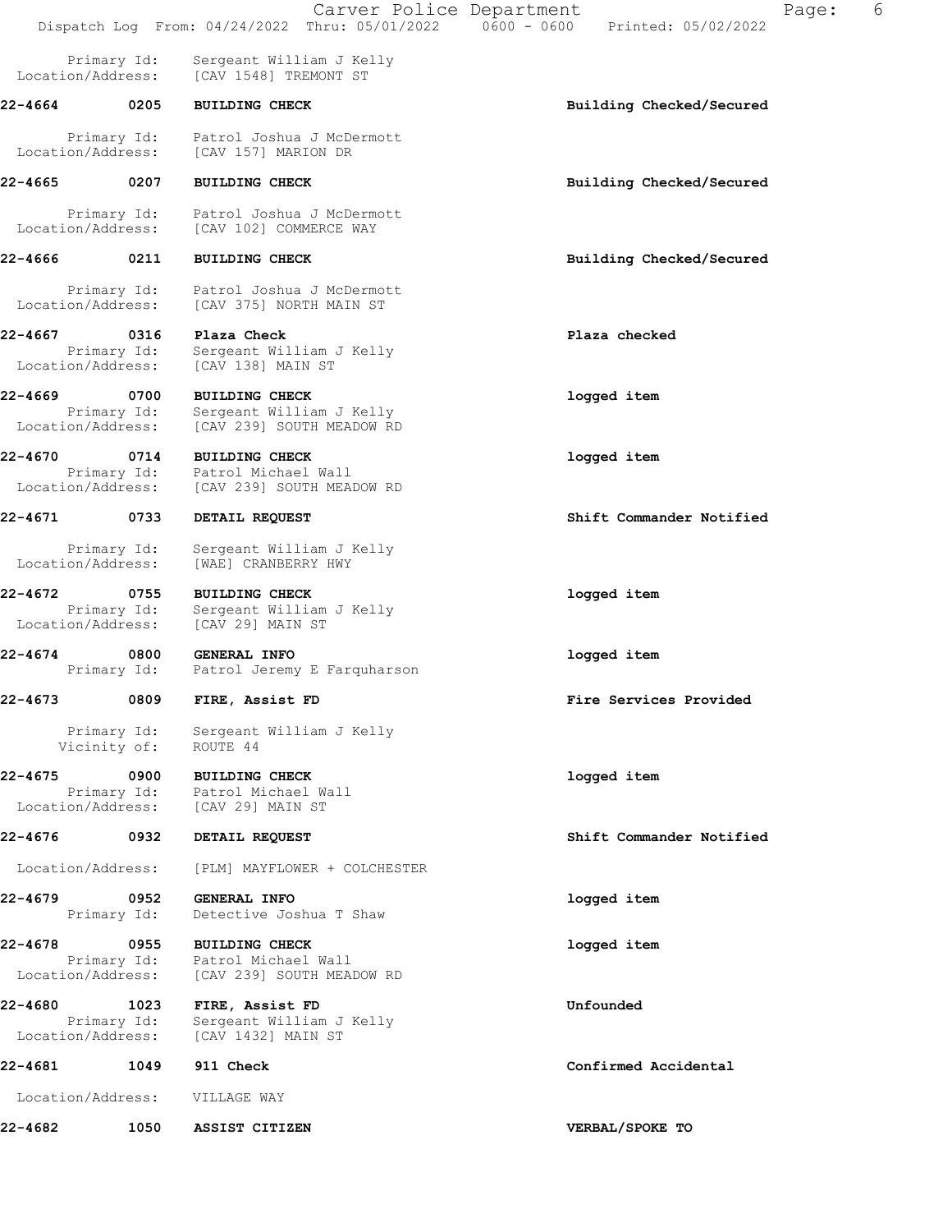Primary Id: Sergeant William J Kelly
Location/Address: [CAV 1548] TREMONT ST

| Call # | Time | Call Type | Action |
|---|---|---|---|
| 22-4664 | 0205 | BUILDING CHECK | Building Checked/Secured |
| | | Primary Id: Patrol Joshua J McDermott | |
| | | Location/Address: [CAV 157] MARION DR | |
| 22-4665 | 0207 | BUILDING CHECK | Building Checked/Secured |
| | | Primary Id: Patrol Joshua J McDermott | |
| | | Location/Address: [CAV 102] COMMERCE WAY | |
| 22-4666 | 0211 | BUILDING CHECK | Building Checked/Secured |
| | | Primary Id: Patrol Joshua J McDermott | |
| | | Location/Address: [CAV 375] NORTH MAIN ST | |
| 22-4667 | 0316 | Plaza Check | Plaza checked |
| | | Primary Id: Sergeant William J Kelly | |
| | | Location/Address: [CAV 138] MAIN ST | |
| 22-4669 | 0700 | BUILDING CHECK | logged item |
| | | Primary Id: Sergeant William J Kelly | |
| | | Location/Address: [CAV 239] SOUTH MEADOW RD | |
| 22-4670 | 0714 | BUILDING CHECK | logged item |
| | | Primary Id: Patrol Michael Wall | |
| | | Location/Address: [CAV 239] SOUTH MEADOW RD | |
| 22-4671 | 0733 | DETAIL REQUEST | Shift Commander Notified |
| | | Primary Id: Sergeant William J Kelly | |
| | | Location/Address: [WAE] CRANBERRY HWY | |
| 22-4672 | 0755 | BUILDING CHECK | logged item |
| | | Primary Id: Sergeant William J Kelly | |
| | | Location/Address: [CAV 29] MAIN ST | |
| 22-4674 | 0800 | GENERAL INFO | logged item |
| | | Primary Id: Patrol Jeremy E Farquharson | |
| 22-4673 | 0809 | FIRE, Assist FD | Fire Services Provided |
| | | Primary Id: Sergeant William J Kelly | |
| | | Vicinity of: ROUTE 44 | |
| 22-4675 | 0900 | BUILDING CHECK | logged item |
| | | Primary Id: Patrol Michael Wall | |
| | | Location/Address: [CAV 29] MAIN ST | |
| 22-4676 | 0932 | DETAIL REQUEST | Shift Commander Notified |
| | | Location/Address: [PLM] MAYFLOWER + COLCHESTER | |
| 22-4679 | 0952 | GENERAL INFO | logged item |
| | | Primary Id: Detective Joshua T Shaw | |
| 22-4678 | 0955 | BUILDING CHECK | logged item |
| | | Primary Id: Patrol Michael Wall | |
| | | Location/Address: [CAV 239] SOUTH MEADOW RD | |
| 22-4680 | 1023 | FIRE, Assist FD | Unfounded |
| | | Primary Id: Sergeant William J Kelly | |
| | | Location/Address: [CAV 1432] MAIN ST | |
| 22-4681 | 1049 | 911 Check | Confirmed Accidental |
| | | Location/Address: VILLAGE WAY | |
| 22-4682 | 1050 | ASSIST CITIZEN | VERBAL/SPOKE TO |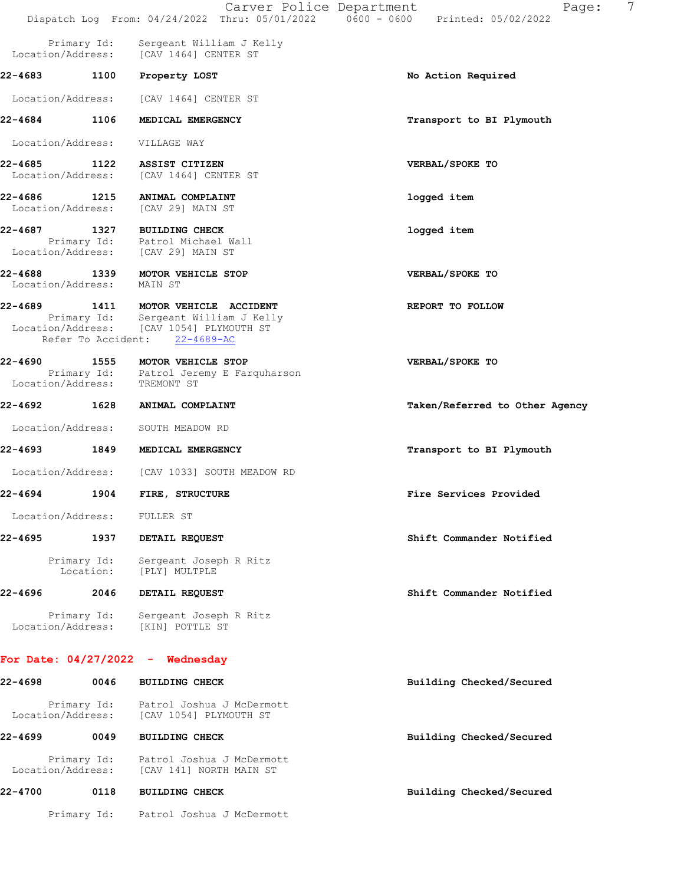Primary Id: Sergeant William J Kelly
Location/Address: [CAV 1464] CENTER ST

**22-4683** 1100 **Property LOST** — **No Action Required**

Location/Address: [CAV 1464] CENTER ST

**22-4684** 1106 **MEDICAL EMERGENCY** — **Transport to BI Plymouth**

Location/Address: VILLAGE WAY

**22-4685** 1122 **ASSIST CITIZEN** — **VERBAL/SPOKE TO**
Location/Address: [CAV 1464] CENTER ST

**22-4686** 1215 **ANIMAL COMPLAINT** — **logged item**
Location/Address: [CAV 29] MAIN ST

**22-4687** 1327 **BUILDING CHECK** — **logged item**
Primary Id: Patrol Michael Wall
Location/Address: [CAV 29] MAIN ST

**22-4688** 1339 **MOTOR VEHICLE STOP** — **VERBAL/SPOKE TO**
Location/Address: MAIN ST

**22-4689** 1411 **MOTOR VEHICLE ACCIDENT** — **REPORT TO FOLLOW**
Primary Id: Sergeant William J Kelly
Location/Address: [CAV 1054] PLYMOUTH ST
Refer To Accident: 22-4689-AC

**22-4690** 1555 **MOTOR VEHICLE STOP** — **VERBAL/SPOKE TO**
Primary Id: Patrol Jeremy E Farquharson
Location/Address: TREMONT ST

**22-4692** 1628 **ANIMAL COMPLAINT** — **Taken/Referred to Other Agency**

Location/Address: SOUTH MEADOW RD

**22-4693** 1849 **MEDICAL EMERGENCY** — **Transport to BI Plymouth**

Location/Address: [CAV 1033] SOUTH MEADOW RD

**22-4694** 1904 **FIRE, STRUCTURE** — **Fire Services Provided**

Location/Address: FULLER ST

**22-4695** 1937 **DETAIL REQUEST** — **Shift Commander Notified**

Primary Id: Sergeant Joseph R Ritz
Location: [PLY] MULTPLE

**22-4696** 2046 **DETAIL REQUEST** — **Shift Commander Notified**

Primary Id: Sergeant Joseph R Ritz
Location/Address: [KIN] POTTLE ST

## For Date: 04/27/2022 - Wednesday

**22-4698** 0046 **BUILDING CHECK** — **Building Checked/Secured**

Primary Id: Patrol Joshua J McDermott
Location/Address: [CAV 1054] PLYMOUTH ST

**22-4699** 0049 **BUILDING CHECK** — **Building Checked/Secured**

Primary Id: Patrol Joshua J McDermott
Location/Address: [CAV 141] NORTH MAIN ST

**22-4700** 0118 **BUILDING CHECK** — **Building Checked/Secured**

Primary Id: Patrol Joshua J McDermott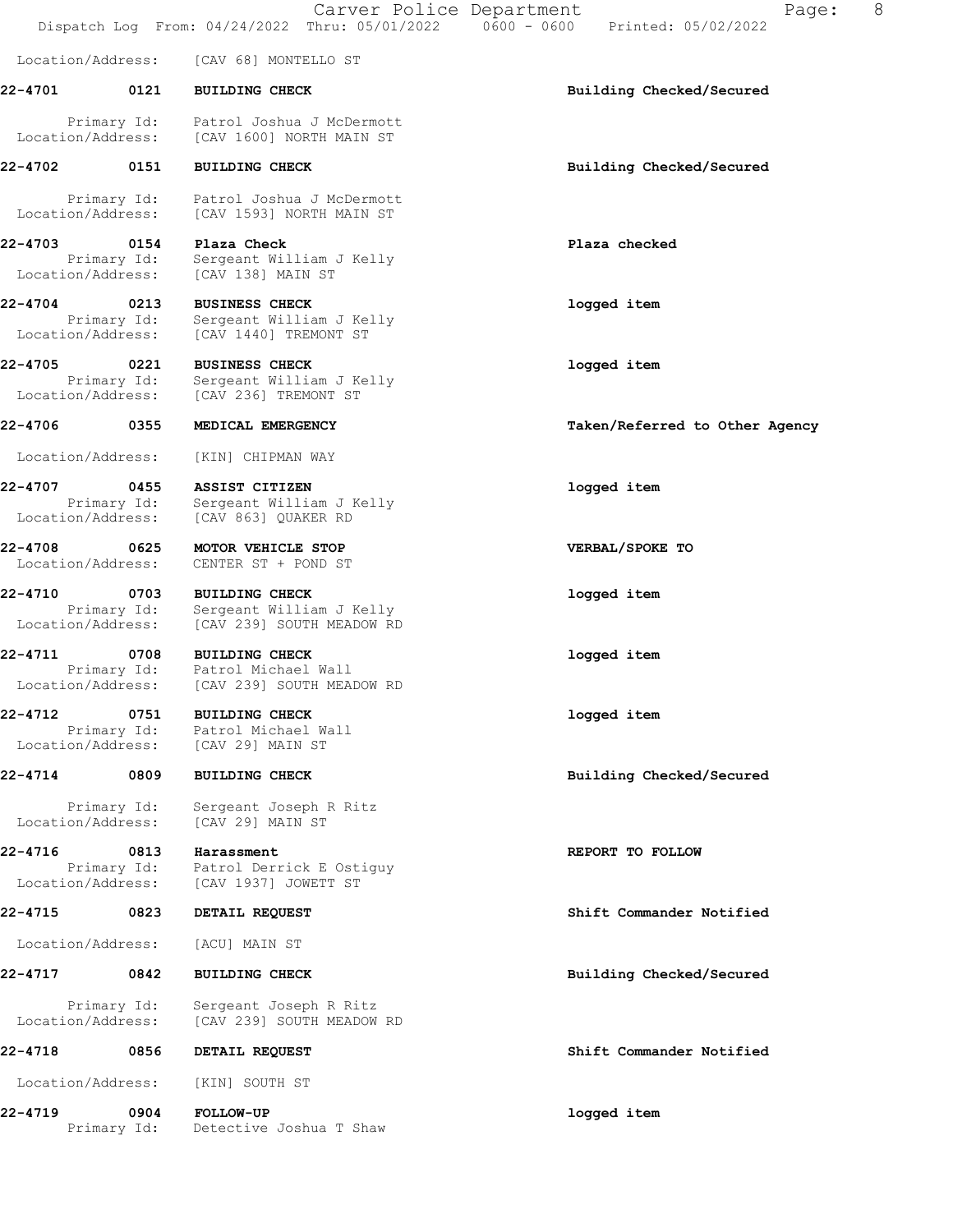Location/Address: [CAV 68] MONTELLO ST

**22-4701 0121 BUILDING CHECK** — **Building Checked/Secured**
Primary Id: Patrol Joshua J McDermott
Location/Address: [CAV 1600] NORTH MAIN ST

**22-4702 0151 BUILDING CHECK** — **Building Checked/Secured**
Primary Id: Patrol Joshua J McDermott
Location/Address: [CAV 1593] NORTH MAIN ST

**22-4703 0154 Plaza Check** — **Plaza checked**
Primary Id: Sergeant William J Kelly
Location/Address: [CAV 138] MAIN ST

**22-4704 0213 BUSINESS CHECK** — **logged item**
Primary Id: Sergeant William J Kelly
Location/Address: [CAV 1440] TREMONT ST

**22-4705 0221 BUSINESS CHECK** — **logged item**
Primary Id: Sergeant William J Kelly
Location/Address: [CAV 236] TREMONT ST

**22-4706 0355 MEDICAL EMERGENCY** — **Taken/Referred to Other Agency**
Location/Address: [KIN] CHIPMAN WAY

**22-4707 0455 ASSIST CITIZEN** — **logged item**
Primary Id: Sergeant William J Kelly
Location/Address: [CAV 863] QUAKER RD

**22-4708 0625 MOTOR VEHICLE STOP** — **VERBAL/SPOKE TO**
Location/Address: CENTER ST + POND ST

**22-4710 0703 BUILDING CHECK** — **logged item**
Primary Id: Sergeant William J Kelly
Location/Address: [CAV 239] SOUTH MEADOW RD

**22-4711 0708 BUILDING CHECK** — **logged item**
Primary Id: Patrol Michael Wall
Location/Address: [CAV 239] SOUTH MEADOW RD

**22-4712 0751 BUILDING CHECK** — **logged item**
Primary Id: Patrol Michael Wall
Location/Address: [CAV 29] MAIN ST

**22-4714 0809 BUILDING CHECK** — **Building Checked/Secured**
Primary Id: Sergeant Joseph R Ritz
Location/Address: [CAV 29] MAIN ST

**22-4716 0813 Harassment** — **REPORT TO FOLLOW**
Primary Id: Patrol Derrick E Ostiguy
Location/Address: [CAV 1937] JOWETT ST

**22-4715 0823 DETAIL REQUEST** — **Shift Commander Notified**
Location/Address: [ACU] MAIN ST

**22-4717 0842 BUILDING CHECK** — **Building Checked/Secured**
Primary Id: Sergeant Joseph R Ritz
Location/Address: [CAV 239] SOUTH MEADOW RD

**22-4718 0856 DETAIL REQUEST** — **Shift Commander Notified**
Location/Address: [KIN] SOUTH ST

**22-4719 0904 FOLLOW-UP** — **logged item**
Primary Id: Detective Joshua T Shaw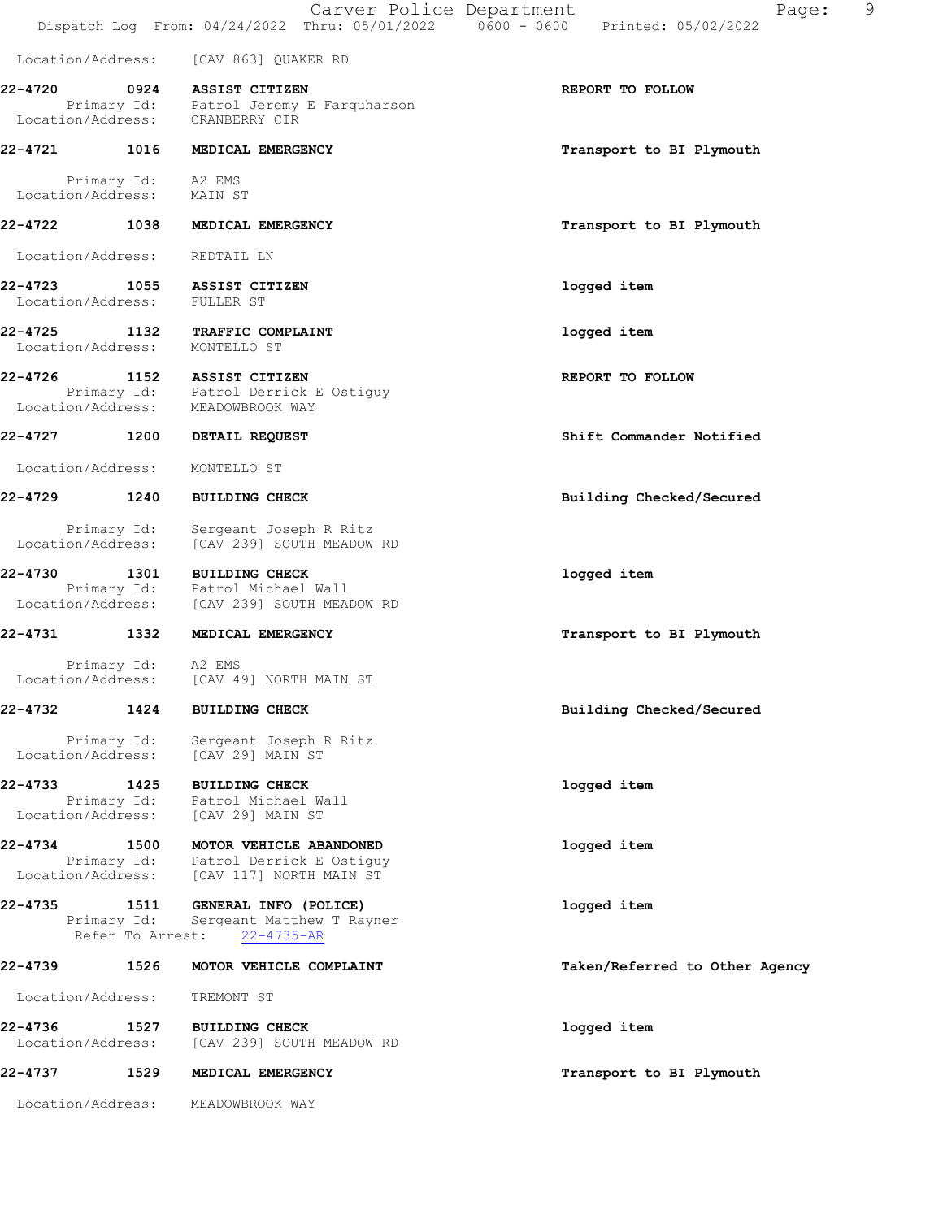Location/Address: [CAV 863] QUAKER RD

**22-4720 0924 ASSIST CITIZEN** — REPORT TO FOLLOW
Primary Id: Patrol Jeremy E Farquharson
Location/Address: CRANBERRY CIR

**22-4721 1016 MEDICAL EMERGENCY** — Transport to BI Plymouth
Primary Id: A2 EMS
Location/Address: MAIN ST

**22-4722 1038 MEDICAL EMERGENCY** — Transport to BI Plymouth
Location/Address: REDTAIL LN

**22-4723 1055 ASSIST CITIZEN** — logged item
Location/Address: FULLER ST

**22-4725 1132 TRAFFIC COMPLAINT** — logged item
Location/Address: MONTELLO ST

**22-4726 1152 ASSIST CITIZEN** — REPORT TO FOLLOW
Primary Id: Patrol Derrick E Ostiguy
Location/Address: MEADOWBROOK WAY

**22-4727 1200 DETAIL REQUEST** — Shift Commander Notified
Location/Address: MONTELLO ST

**22-4729 1240 BUILDING CHECK** — Building Checked/Secured
Primary Id: Sergeant Joseph R Ritz
Location/Address: [CAV 239] SOUTH MEADOW RD

**22-4730 1301 BUILDING CHECK** — logged item
Primary Id: Patrol Michael Wall
Location/Address: [CAV 239] SOUTH MEADOW RD

**22-4731 1332 MEDICAL EMERGENCY** — Transport to BI Plymouth
Primary Id: A2 EMS
Location/Address: [CAV 49] NORTH MAIN ST

**22-4732 1424 BUILDING CHECK** — Building Checked/Secured
Primary Id: Sergeant Joseph R Ritz
Location/Address: [CAV 29] MAIN ST

**22-4733 1425 BUILDING CHECK** — logged item
Primary Id: Patrol Michael Wall
Location/Address: [CAV 29] MAIN ST

**22-4734 1500 MOTOR VEHICLE ABANDONED** — logged item
Primary Id: Patrol Derrick E Ostiguy
Location/Address: [CAV 117] NORTH MAIN ST

**22-4735 1511 GENERAL INFO (POLICE)** — logged item
Primary Id: Sergeant Matthew T Rayner
Refer To Arrest: 22-4735-AR

**22-4739 1526 MOTOR VEHICLE COMPLAINT** — Taken/Referred to Other Agency
Location/Address: TREMONT ST

**22-4736 1527 BUILDING CHECK** — logged item
Location/Address: [CAV 239] SOUTH MEADOW RD

**22-4737 1529 MEDICAL EMERGENCY** — Transport to BI Plymouth
Location/Address: MEADOWBROOK WAY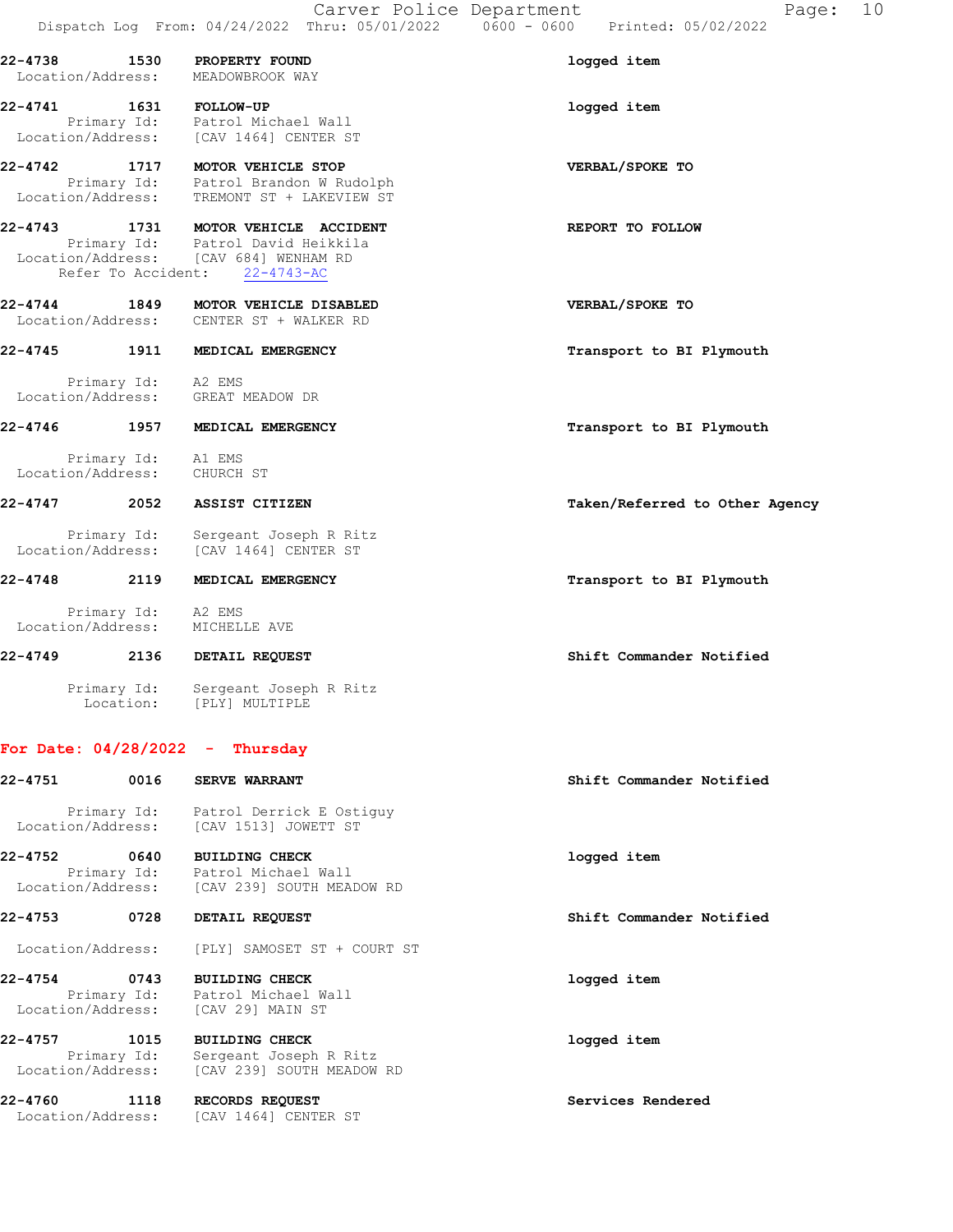**22-4738 1530 PROPERTY FOUND** — logged item
Location/Address: MEADOWBROOK WAY

**22-4741 1631 FOLLOW-UP** — logged item
Primary Id: Patrol Michael Wall
Location/Address: [CAV 1464] CENTER ST

**22-4742 1717 MOTOR VEHICLE STOP** — VERBAL/SPOKE TO
Primary Id: Patrol Brandon W Rudolph
Location/Address: TREMONT ST + LAKEVIEW ST

**22-4743 1731 MOTOR VEHICLE ACCIDENT** — REPORT TO FOLLOW
Primary Id: Patrol David Heikkila
Location/Address: [CAV 684] WENHAM RD
Refer To Accident: 22-4743-AC

**22-4744 1849 MOTOR VEHICLE DISABLED** — VERBAL/SPOKE TO
Location/Address: CENTER ST + WALKER RD

**22-4745 1911 MEDICAL EMERGENCY** — Transport to BI Plymouth
Primary Id: A2 EMS
Location/Address: GREAT MEADOW DR

**22-4746 1957 MEDICAL EMERGENCY** — Transport to BI Plymouth
Primary Id: A1 EMS
Location/Address: CHURCH ST

**22-4747 2052 ASSIST CITIZEN** — Taken/Referred to Other Agency
Primary Id: Sergeant Joseph R Ritz
Location/Address: [CAV 1464] CENTER ST

**22-4748 2119 MEDICAL EMERGENCY** — Transport to BI Plymouth
Primary Id: A2 EMS
Location/Address: MICHELLE AVE

**22-4749 2136 DETAIL REQUEST** — Shift Commander Notified
Primary Id: Sergeant Joseph R Ritz
Location: [PLY] MULTIPLE

## For Date: 04/28/2022 - Thursday

**22-4751 0016 SERVE WARRANT** — Shift Commander Notified
Primary Id: Patrol Derrick E Ostiguy
Location/Address: [CAV 1513] JOWETT ST

**22-4752 0640 BUILDING CHECK** — logged item
Primary Id: Patrol Michael Wall
Location/Address: [CAV 239] SOUTH MEADOW RD

**22-4753 0728 DETAIL REQUEST** — Shift Commander Notified
Location/Address: [PLY] SAMOSET ST + COURT ST

**22-4754 0743 BUILDING CHECK** — logged item
Primary Id: Patrol Michael Wall
Location/Address: [CAV 29] MAIN ST

**22-4757 1015 BUILDING CHECK** — logged item
Primary Id: Sergeant Joseph R Ritz
Location/Address: [CAV 239] SOUTH MEADOW RD

**22-4760 1118 RECORDS REQUEST** — Services Rendered
Location/Address: [CAV 1464] CENTER ST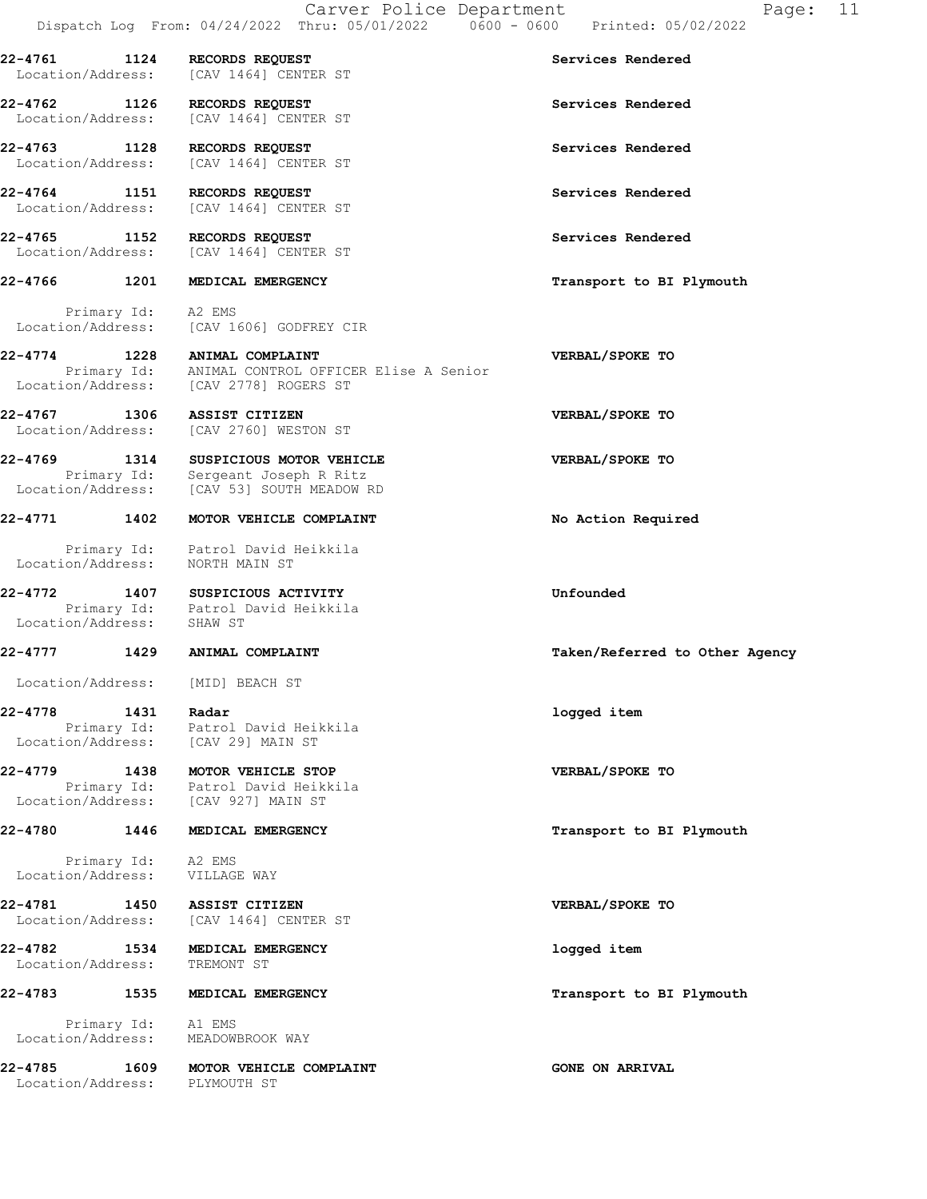**22-4761 1124 RECORDS REQUEST** — Services Rendered
Location/Address: [CAV 1464] CENTER ST

**22-4762 1126 RECORDS REQUEST** — Services Rendered
Location/Address: [CAV 1464] CENTER ST

**22-4763 1128 RECORDS REQUEST** — Services Rendered
Location/Address: [CAV 1464] CENTER ST

**22-4764 1151 RECORDS REQUEST** — Services Rendered
Location/Address: [CAV 1464] CENTER ST

**22-4765 1152 RECORDS REQUEST** — Services Rendered
Location/Address: [CAV 1464] CENTER ST

**22-4766 1201 MEDICAL EMERGENCY** — Transport to BI Plymouth
Primary Id: A2 EMS
Location/Address: [CAV 1606] GODFREY CIR

**22-4774 1228 ANIMAL COMPLAINT** — VERBAL/SPOKE TO
Primary Id: ANIMAL CONTROL OFFICER Elise A Senior
Location/Address: [CAV 2778] ROGERS ST

**22-4767 1306 ASSIST CITIZEN** — VERBAL/SPOKE TO
Location/Address: [CAV 2760] WESTON ST

**22-4769 1314 SUSPICIOUS MOTOR VEHICLE** — VERBAL/SPOKE TO
Primary Id: Sergeant Joseph R Ritz
Location/Address: [CAV 53] SOUTH MEADOW RD

**22-4771 1402 MOTOR VEHICLE COMPLAINT** — No Action Required
Primary Id: Patrol David Heikkila
Location/Address: NORTH MAIN ST

**22-4772 1407 SUSPICIOUS ACTIVITY** — Unfounded
Primary Id: Patrol David Heikkila
Location/Address: SHAW ST

**22-4777 1429 ANIMAL COMPLAINT** — Taken/Referred to Other Agency
Location/Address: [MID] BEACH ST

**22-4778 1431 Radar** — logged item
Primary Id: Patrol David Heikkila
Location/Address: [CAV 29] MAIN ST

**22-4779 1438 MOTOR VEHICLE STOP** — VERBAL/SPOKE TO
Primary Id: Patrol David Heikkila
Location/Address: [CAV 927] MAIN ST

**22-4780 1446 MEDICAL EMERGENCY** — Transport to BI Plymouth
Primary Id: A2 EMS
Location/Address: VILLAGE WAY

**22-4781 1450 ASSIST CITIZEN** — VERBAL/SPOKE TO
Location/Address: [CAV 1464] CENTER ST

**22-4782 1534 MEDICAL EMERGENCY** — logged item
Location/Address: TREMONT ST

**22-4783 1535 MEDICAL EMERGENCY** — Transport to BI Plymouth
Primary Id: A1 EMS
Location/Address: MEADOWBROOK WAY

**22-4785 1609 MOTOR VEHICLE COMPLAINT** — GONE ON ARRIVAL
Location/Address: PLYMOUTH ST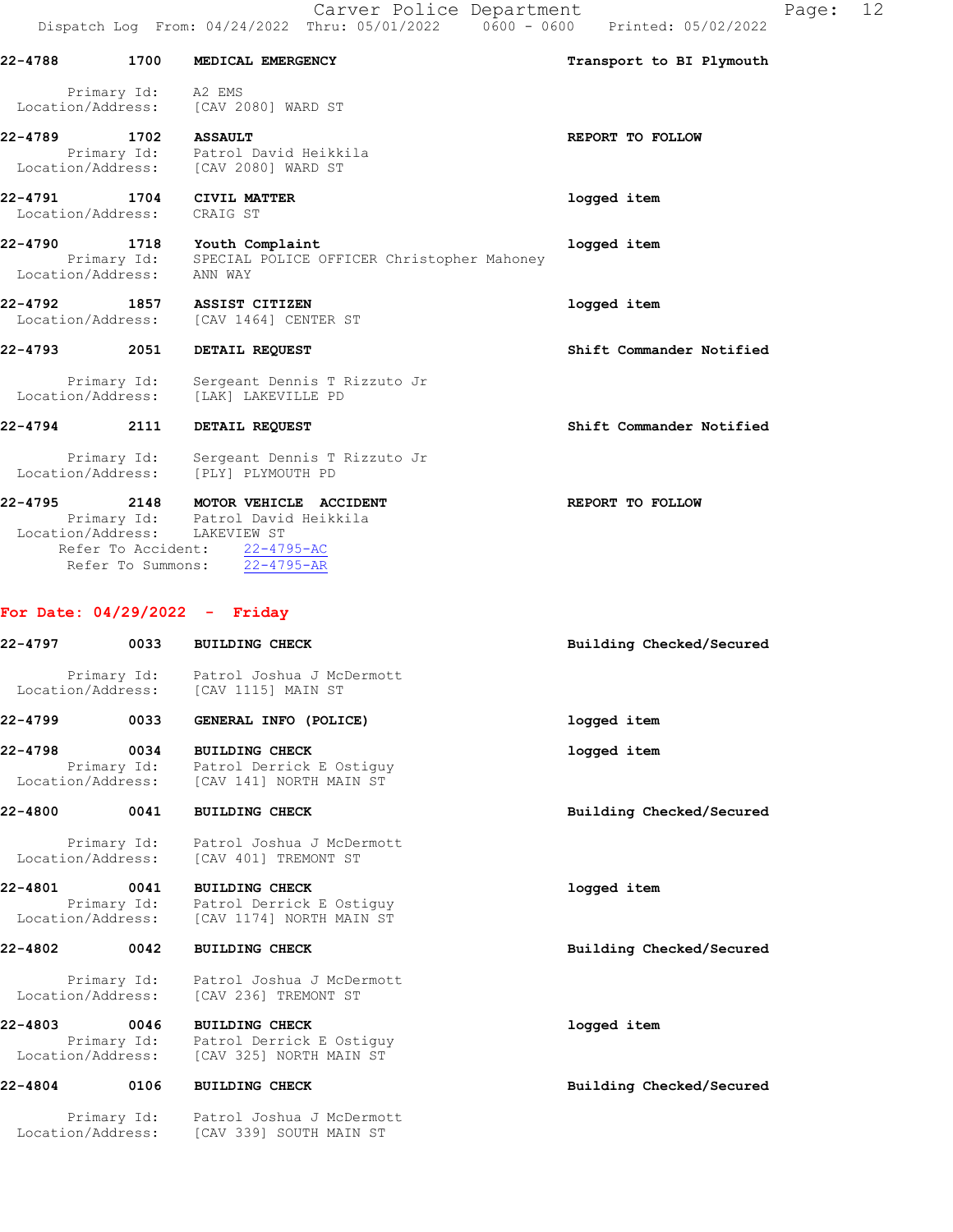22-4788 1700 **MEDICAL EMERGENCY** **Transport to BI Plymouth**

Primary Id: A2 EMS
Location/Address: [CAV 2080] WARD ST

22-4789 1702 **ASSAULT** **REPORT TO FOLLOW**
Primary Id: Patrol David Heikkila
Location/Address: [CAV 2080] WARD ST

22-4791 1704 **CIVIL MATTER** **logged item**
Location/Address: CRAIG ST

22-4790 1718 **Youth Complaint** **logged item**
Primary Id: SPECIAL POLICE OFFICER Christopher Mahoney
Location/Address: ANN WAY

22-4792 1857 **ASSIST CITIZEN** **logged item**
Location/Address: [CAV 1464] CENTER ST

22-4793 2051 **DETAIL REQUEST** **Shift Commander Notified**

Primary Id: Sergeant Dennis T Rizzuto Jr
Location/Address: [LAK] LAKEVILLE PD

22-4794 2111 **DETAIL REQUEST** **Shift Commander Notified**

Primary Id: Sergeant Dennis T Rizzuto Jr
Location/Address: [PLY] PLYMOUTH PD

22-4795 2148 **MOTOR VEHICLE ACCIDENT** **REPORT TO FOLLOW**
Primary Id: Patrol David Heikkila
Location/Address: LAKEVIEW ST
Refer To Accident: 22-4795-AC
Refer To Summons: 22-4795-AR

**For Date: 04/29/2022 - Friday**

22-4797 0033 **BUILDING CHECK** **Building Checked/Secured**

Primary Id: Patrol Joshua J McDermott
Location/Address: [CAV 1115] MAIN ST

22-4799 0033 **GENERAL INFO (POLICE)** **logged item**

22-4798 0034 **BUILDING CHECK** **logged item**
Primary Id: Patrol Derrick E Ostiguy
Location/Address: [CAV 141] NORTH MAIN ST

22-4800 0041 **BUILDING CHECK** **Building Checked/Secured**

Primary Id: Patrol Joshua J McDermott
Location/Address: [CAV 401] TREMONT ST

22-4801 0041 **BUILDING CHECK** **logged item**
Primary Id: Patrol Derrick E Ostiguy
Location/Address: [CAV 1174] NORTH MAIN ST

22-4802 0042 **BUILDING CHECK** **Building Checked/Secured**

Primary Id: Patrol Joshua J McDermott
Location/Address: [CAV 236] TREMONT ST

22-4803 0046 **BUILDING CHECK** **logged item**
Primary Id: Patrol Derrick E Ostiguy
Location/Address: [CAV 325] NORTH MAIN ST

22-4804 0106 **BUILDING CHECK** **Building Checked/Secured**

Primary Id: Patrol Joshua J McDermott
Location/Address: [CAV 339] SOUTH MAIN ST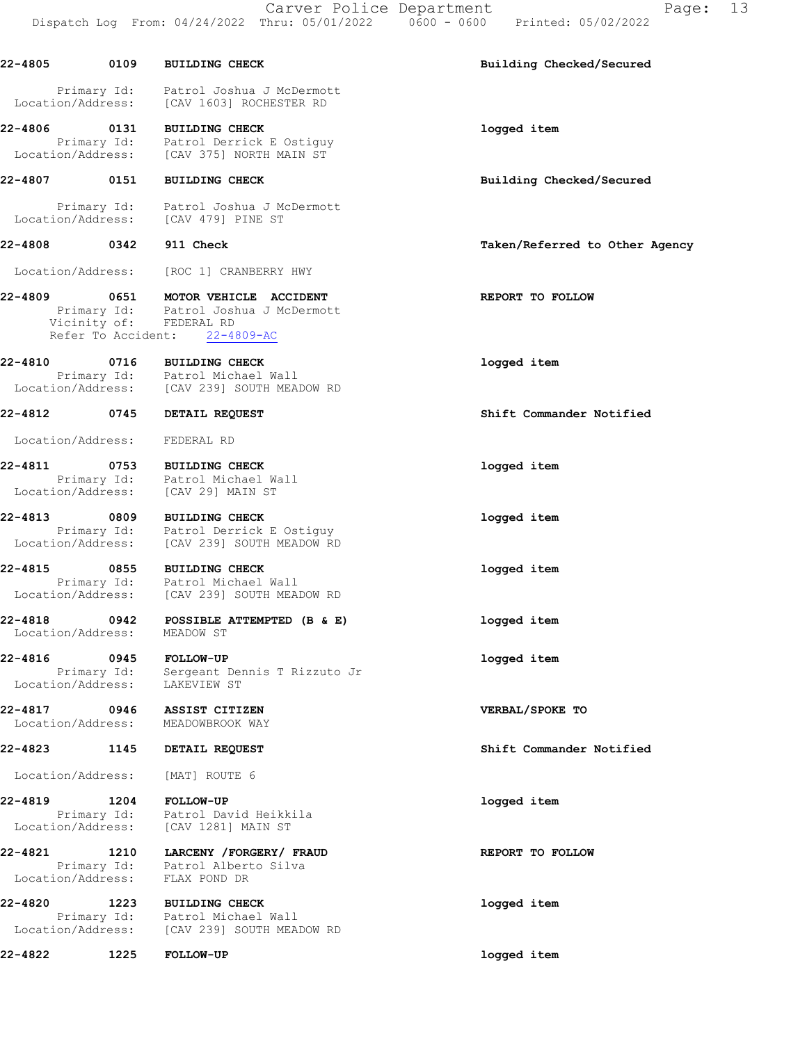**22-4805 0109 BUILDING CHECK** — **Building Checked/Secured**

Primary Id: Patrol Joshua J McDermott
Location/Address: [CAV 1603] ROCHESTER RD

**22-4806 0131 BUILDING CHECK** — **logged item**

Primary Id: Patrol Derrick E Ostiguy
Location/Address: [CAV 375] NORTH MAIN ST

**22-4807 0151 BUILDING CHECK** — **Building Checked/Secured**

Primary Id: Patrol Joshua J McDermott
Location/Address: [CAV 479] PINE ST

**22-4808 0342 911 Check** — **Taken/Referred to Other Agency**

Location/Address: [ROC 1] CRANBERRY HWY

**22-4809 0651 MOTOR VEHICLE ACCIDENT** — **REPORT TO FOLLOW**

Primary Id: Patrol Joshua J McDermott
Vicinity of: FEDERAL RD
Refer To Accident: 22-4809-AC

**22-4810 0716 BUILDING CHECK** — **logged item**

Primary Id: Patrol Michael Wall
Location/Address: [CAV 239] SOUTH MEADOW RD

**22-4812 0745 DETAIL REQUEST** — **Shift Commander Notified**

Location/Address: FEDERAL RD

**22-4811 0753 BUILDING CHECK** — **logged item**

Primary Id: Patrol Michael Wall
Location/Address: [CAV 29] MAIN ST

**22-4813 0809 BUILDING CHECK** — **logged item**

Primary Id: Patrol Derrick E Ostiguy
Location/Address: [CAV 239] SOUTH MEADOW RD

**22-4815 0855 BUILDING CHECK** — **logged item**

Primary Id: Patrol Michael Wall
Location/Address: [CAV 239] SOUTH MEADOW RD

**22-4818 0942 POSSIBLE ATTEMPTED (B & E)** — **logged item**

Location/Address: MEADOW ST

**22-4816 0945 FOLLOW-UP** — **logged item**

Primary Id: Sergeant Dennis T Rizzuto Jr
Location/Address: LAKEVIEW ST

**22-4817 0946 ASSIST CITIZEN** — **VERBAL/SPOKE TO**

Location/Address: MEADOWBROOK WAY

**22-4823 1145 DETAIL REQUEST** — **Shift Commander Notified**

Location/Address: [MAT] ROUTE 6

**22-4819 1204 FOLLOW-UP** — **logged item**

Primary Id: Patrol David Heikkila
Location/Address: [CAV 1281] MAIN ST

**22-4821 1210 LARCENY /FORGERY/ FRAUD** — **REPORT TO FOLLOW**

Primary Id: Patrol Alberto Silva
Location/Address: FLAX POND DR

**22-4820 1223 BUILDING CHECK** — **logged item**

Primary Id: Patrol Michael Wall
Location/Address: [CAV 239] SOUTH MEADOW RD

**22-4822 1225 FOLLOW-UP** — **logged item**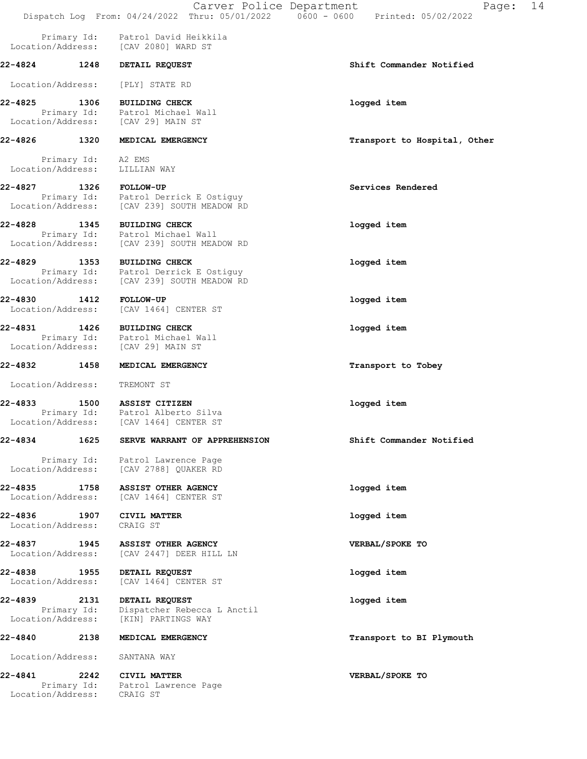Primary Id: Patrol David Heikkila
Location/Address: [CAV 2080] WARD ST

**22-4824 1248 DETAIL REQUEST** — Shift Commander Notified

Location/Address: [PLY] STATE RD

**22-4825 1306 BUILDING CHECK** — logged item
Primary Id: Patrol Michael Wall
Location/Address: [CAV 29] MAIN ST

**22-4826 1320 MEDICAL EMERGENCY** — Transport to Hospital, Other

Primary Id: A2 EMS
Location/Address: LILLIAN WAY

**22-4827 1326 FOLLOW-UP** — Services Rendered
Primary Id: Patrol Derrick E Ostiguy
Location/Address: [CAV 239] SOUTH MEADOW RD

**22-4828 1345 BUILDING CHECK** — logged item
Primary Id: Patrol Michael Wall
Location/Address: [CAV 239] SOUTH MEADOW RD

**22-4829 1353 BUILDING CHECK** — logged item
Primary Id: Patrol Derrick E Ostiguy
Location/Address: [CAV 239] SOUTH MEADOW RD

**22-4830 1412 FOLLOW-UP** — logged item
Location/Address: [CAV 1464] CENTER ST

**22-4831 1426 BUILDING CHECK** — logged item
Primary Id: Patrol Michael Wall
Location/Address: [CAV 29] MAIN ST

**22-4832 1458 MEDICAL EMERGENCY** — Transport to Tobey

Location/Address: TREMONT ST

**22-4833 1500 ASSIST CITIZEN** — logged item
Primary Id: Patrol Alberto Silva
Location/Address: [CAV 1464] CENTER ST

**22-4834 1625 SERVE WARRANT OF APPREHENSION** — Shift Commander Notified

Primary Id: Patrol Lawrence Page
Location/Address: [CAV 2788] QUAKER RD

**22-4835 1758 ASSIST OTHER AGENCY** — logged item
Location/Address: [CAV 1464] CENTER ST

**22-4836 1907 CIVIL MATTER** — logged item
Location/Address: CRAIG ST

**22-4837 1945 ASSIST OTHER AGENCY** — VERBAL/SPOKE TO
Location/Address: [CAV 2447] DEER HILL LN

**22-4838 1955 DETAIL REQUEST** — logged item
Location/Address: [CAV 1464] CENTER ST

**22-4839 2131 DETAIL REQUEST** — logged item
Primary Id: Dispatcher Rebecca L Anctil
Location/Address: [KIN] PARTINGS WAY

**22-4840 2138 MEDICAL EMERGENCY** — Transport to BI Plymouth

Location/Address: SANTANA WAY

**22-4841 2242 CIVIL MATTER** — VERBAL/SPOKE TO
Primary Id: Patrol Lawrence Page
Location/Address: CRAIG ST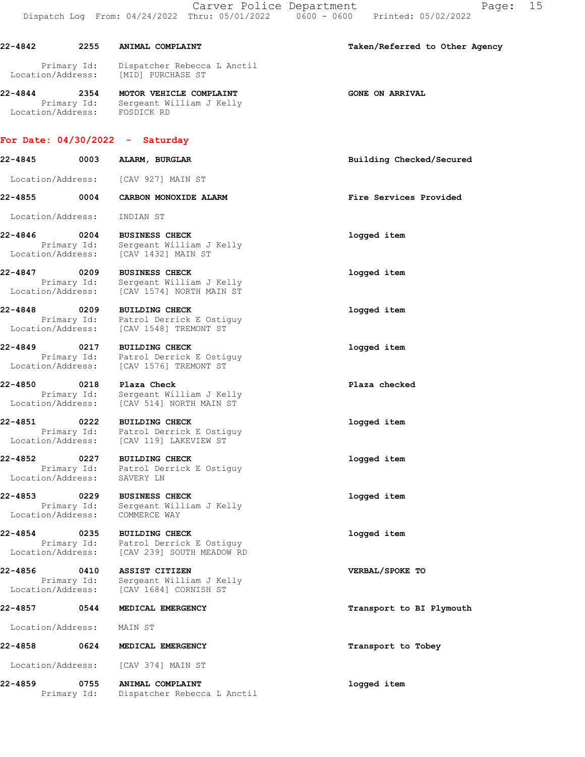**22-4842** **2255** **ANIMAL COMPLAINT** **Taken/Referred to Other Agency**

Primary Id: Dispatcher Rebecca L Anctil
Location/Address: [MID] PURCHASE ST

**22-4844** **2354** **MOTOR VEHICLE COMPLAINT** **GONE ON ARRIVAL**

Primary Id: Sergeant William J Kelly
Location/Address: FOSDICK RD

## For Date: 04/30/2022 - Saturday

**22-4845** **0003** **ALARM, BURGLAR** **Building Checked/Secured**

Location/Address: [CAV 927] MAIN ST

**22-4855** **0004** **CARBON MONOXIDE ALARM** **Fire Services Provided**

Location/Address: INDIAN ST

**22-4846** **0204** **BUSINESS CHECK** **logged item**

Primary Id: Sergeant William J Kelly
Location/Address: [CAV 1432] MAIN ST

**22-4847** **0209** **BUSINESS CHECK** **logged item**

Primary Id: Sergeant William J Kelly
Location/Address: [CAV 1574] NORTH MAIN ST

**22-4848** **0209** **BUILDING CHECK** **logged item**

Primary Id: Patrol Derrick E Ostiguy
Location/Address: [CAV 1548] TREMONT ST

**22-4849** **0217** **BUILDING CHECK** **logged item**

Primary Id: Patrol Derrick E Ostiguy
Location/Address: [CAV 1576] TREMONT ST

**22-4850** **0218** **Plaza Check** **Plaza checked**

Primary Id: Sergeant William J Kelly
Location/Address: [CAV 514] NORTH MAIN ST

**22-4851** **0222** **BUILDING CHECK** **logged item**

Primary Id: Patrol Derrick E Ostiguy
Location/Address: [CAV 119] LAKEVIEW ST

**22-4852** **0227** **BUILDING CHECK** **logged item**

Primary Id: Patrol Derrick E Ostiguy
Location/Address: SAVERY LN

**22-4853** **0229** **BUSINESS CHECK** **logged item**

Primary Id: Sergeant William J Kelly
Location/Address: COMMERCE WAY

**22-4854** **0235** **BUILDING CHECK** **logged item**

Primary Id: Patrol Derrick E Ostiguy
Location/Address: [CAV 239] SOUTH MEADOW RD

**22-4856** **0410** **ASSIST CITIZEN** **VERBAL/SPOKE TO**

Primary Id: Sergeant William J Kelly
Location/Address: [CAV 1684] CORNISH ST

**22-4857** **0544** **MEDICAL EMERGENCY** **Transport to BI Plymouth**

Location/Address: MAIN ST

**22-4858** **0624** **MEDICAL EMERGENCY** **Transport to Tobey**

Location/Address: [CAV 374] MAIN ST

**22-4859** **0755** **ANIMAL COMPLAINT** **logged item**

Primary Id: Dispatcher Rebecca L Anctil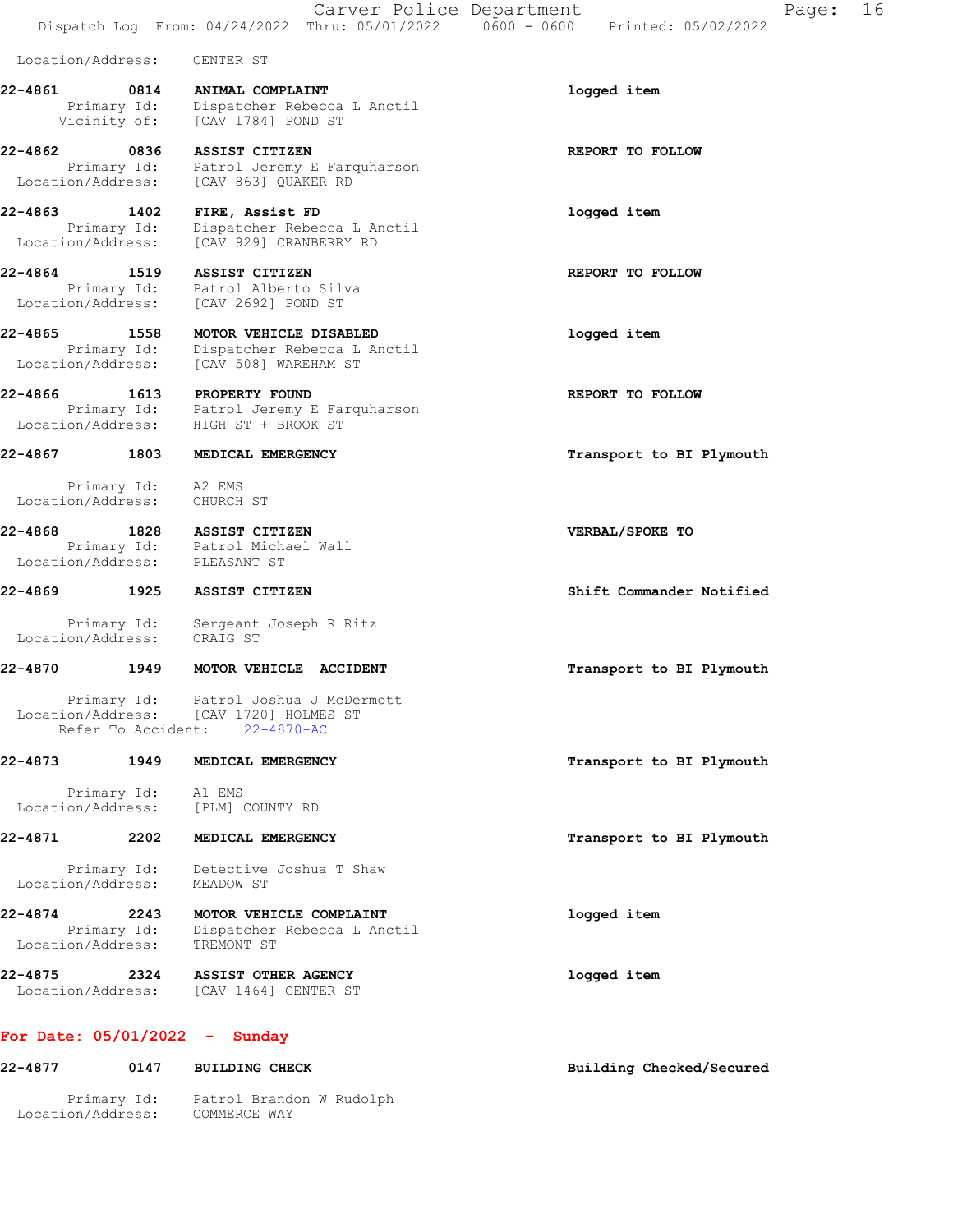Location/Address: CENTER ST

**22-4861** 0814 **ANIMAL COMPLAINT** — **logged item**
Primary Id: Dispatcher Rebecca L Anctil
Vicinity of: [CAV 1784] POND ST

**22-4862** 0836 **ASSIST CITIZEN** — **REPORT TO FOLLOW**
Primary Id: Patrol Jeremy E Farquharson
Location/Address: [CAV 863] QUAKER RD

**22-4863** 1402 **FIRE, Assist FD** — **logged item**
Primary Id: Dispatcher Rebecca L Anctil
Location/Address: [CAV 929] CRANBERRY RD

**22-4864** 1519 **ASSIST CITIZEN** — **REPORT TO FOLLOW**
Primary Id: Patrol Alberto Silva
Location/Address: [CAV 2692] POND ST

**22-4865** 1558 **MOTOR VEHICLE DISABLED** — **logged item**
Primary Id: Dispatcher Rebecca L Anctil
Location/Address: [CAV 508] WAREHAM ST

**22-4866** 1613 **PROPERTY FOUND** — **REPORT TO FOLLOW**
Primary Id: Patrol Jeremy E Farquharson
Location/Address: HIGH ST + BROOK ST

**22-4867** 1803 **MEDICAL EMERGENCY** — **Transport to BI Plymouth**
Primary Id: A2 EMS
Location/Address: CHURCH ST

**22-4868** 1828 **ASSIST CITIZEN** — **VERBAL/SPOKE TO**
Primary Id: Patrol Michael Wall
Location/Address: PLEASANT ST

**22-4869** 1925 **ASSIST CITIZEN** — **Shift Commander Notified**
Primary Id: Sergeant Joseph R Ritz
Location/Address: CRAIG ST

**22-4870** 1949 **MOTOR VEHICLE ACCIDENT** — **Transport to BI Plymouth**
Primary Id: Patrol Joshua J McDermott
Location/Address: [CAV 1720] HOLMES ST
Refer To Accident: 22-4870-AC

**22-4873** 1949 **MEDICAL EMERGENCY** — **Transport to BI Plymouth**
Primary Id: A1 EMS
Location/Address: [PLM] COUNTY RD

**22-4871** 2202 **MEDICAL EMERGENCY** — **Transport to BI Plymouth**
Primary Id: Detective Joshua T Shaw
Location/Address: MEADOW ST

**22-4874** 2243 **MOTOR VEHICLE COMPLAINT** — **logged item**
Primary Id: Dispatcher Rebecca L Anctil
Location/Address: TREMONT ST

**22-4875** 2324 **ASSIST OTHER AGENCY** — **logged item**
Location/Address: [CAV 1464] CENTER ST

## For Date: 05/01/2022 - Sunday

**22-4877** 0147 **BUILDING CHECK** — **Building Checked/Secured**
Primary Id: Patrol Brandon W Rudolph
Location/Address: COMMERCE WAY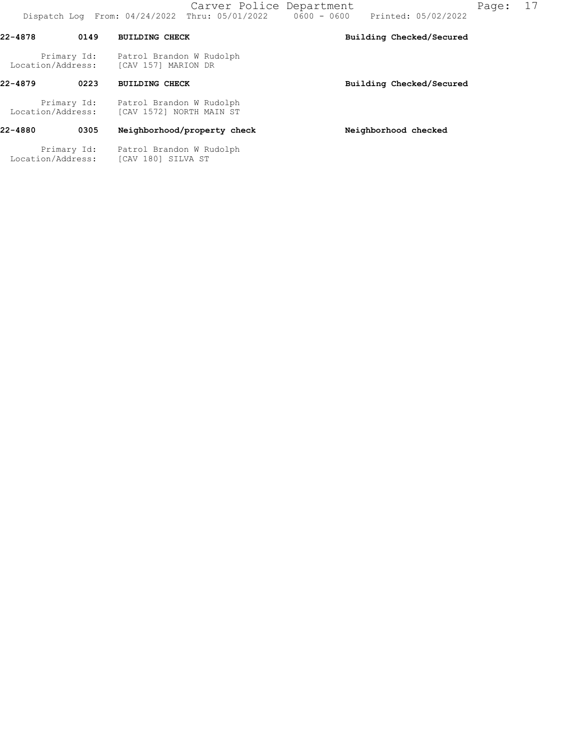**22-4878 0149 BUILDING CHECK** **Building Checked/Secured**

Primary Id: Patrol Brandon W Rudolph
Location/Address: [CAV 157] MARION DR

**22-4879 0223 BUILDING CHECK** **Building Checked/Secured**

Primary Id: Patrol Brandon W Rudolph
Location/Address: [CAV 1572] NORTH MAIN ST

**22-4880 0305 Neighborhood/property check** **Neighborhood checked**

Primary Id: Patrol Brandon W Rudolph
Location/Address: [CAV 180] SILVA ST